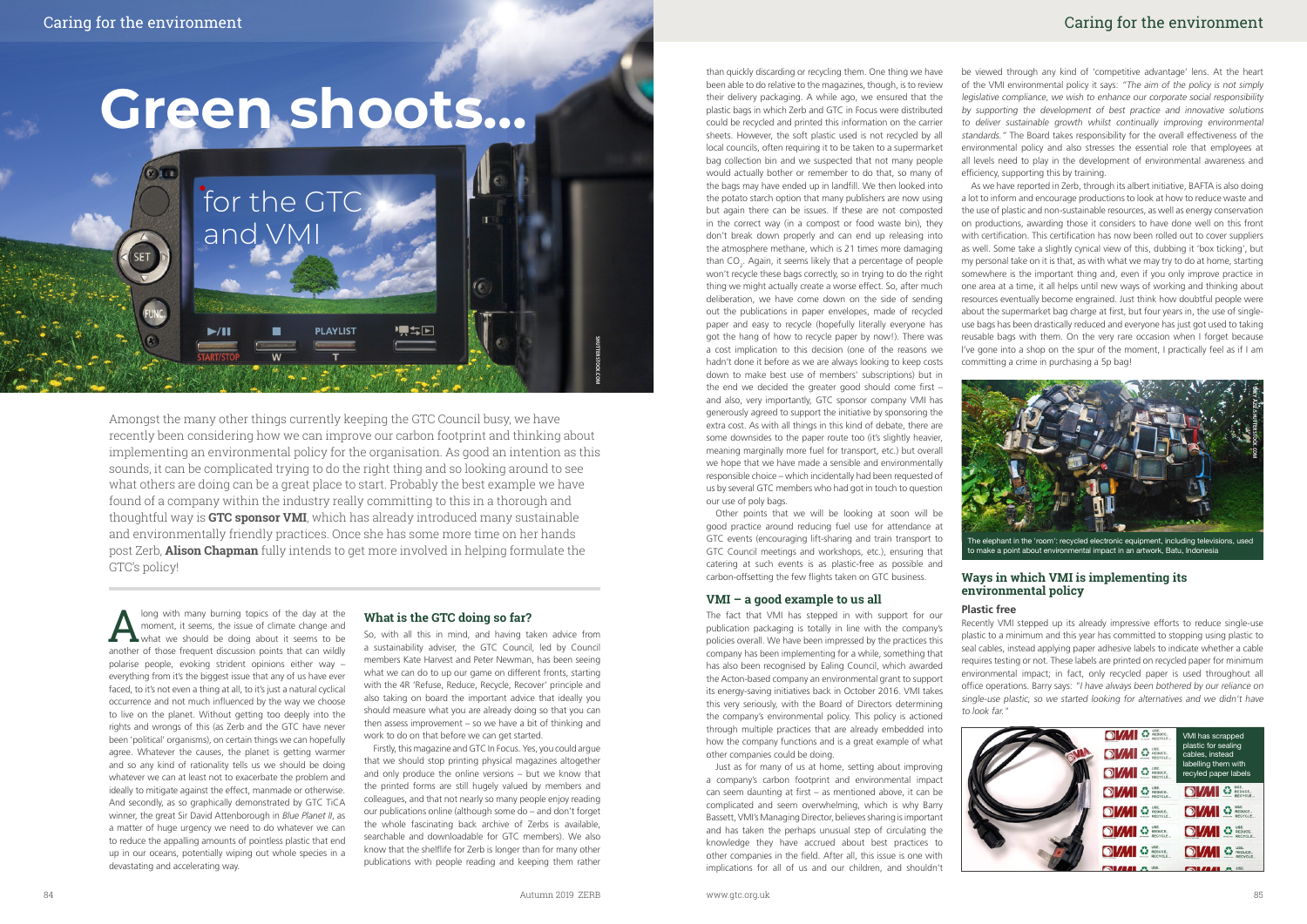# Green shoots...

## for the GTC and VMI

Amongst the many other things currently keeping the GTC Council busy, we have recently been considering how we can improve our carbon footprint and thinking about implementing an environmental policy for the organisation. As good an intention as this sounds, it can be complicated trying to do the right thing and so looking around to see what others are doing can be a great place to start. Probably the best example we have found of a company within the industry really committing to this in a thorough and thoughtful way is **GTC sponsor VMI**, which has already introduced many sustainable and environmentally friendly practices. Once she has some more time on her hands post Zerb, **Alison Chapman** fully intends to get more involved in helping formulate the GTC's policy!

Along with many burning topics of the day at the moment, it seems, the issue of climate change and what we should be doing about it seems to be another of those frequent discussion points that can wildly polarise people, evoking strident opinions either way – everything from it's the biggest issue that any of us have ever faced, to it's not even a thing at all, to it's just a natural cyclical occurrence and not much influenced by the way we choose to live on the planet. Without getting too deeply into the rights and wrongs of this (as Zerb and the GTC have never been 'political' organisms), on certain things we can hopefully agree. Whatever the causes, the planet is getting warmer and so any kind of rationality tells us we should be doing whatever we can at least not to exacerbate the problem and ideally to mitigate against the effect, manmade or otherwise. And secondly, as so graphically demonstrated by GTC TiCA winner, the great Sir David Attenborough in *Blue Planet II*, as a matter of huge urgency we need to do whatever we can to reduce the appalling amounts of pointless plastic that end up in our oceans, potentially wiping out whole species in a devastating and accelerating way.

### What is the GTC doing so far?

So, with all this in mind, and having taken advice from a sustainability adviser, the GTC Council, led by Council members Kate Harvest and Peter Newman, has been seeing what we can do to up our game on different fronts, starting with the 4R 'Refuse, Reduce, Recycle, Recover' principle and also taking on board the important advice that ideally you should measure what you are already doing so that you can then assess improvement – so we have a bit of thinking and work to do on that before we can get started.

Firstly, this magazine and GTC In Focus. Yes, you could argue that we should stop printing physical magazines altogether and only produce the online versions – but we know that the printed forms are still hugely valued by members and colleagues, and that not nearly so many people enjoy reading our publications online (although some do – and don't forget the whole fascinating back archive of Zerbs is available, searchable and downloadable for GTC members). We also know that the shelflife for Zerb is longer than for many other publications with people reading and keeping them rather than quickly discarding or recycling them. One thing we have been able to do relative to the magazines, though, is to review their delivery packaging. A while ago, we ensured that the plastic bags in which Zerb and GTC in Focus were distributed could be recycled and printed this information on the carrier sheets. However, the soft plastic used is not recycled by all local councils, often requiring it to be taken to a supermarket bag collection bin and we suspected that not many people would actually bother or remember to do that, so many of the bags may have ended up in landfill. We then looked into the potato starch option that many publishers are now using but again there can be issues. If these are not composted in the correct way (in a compost or food waste bin), they don't break down properly and can end up releasing into the atmosphere methane, which is 21 times more damaging than $CO_2$. Again, it seems likely that a percentage of people won't recycle these bags correctly, so in trying to do the right thing we might actually create a worse effect. So, after much deliberation, we have come down on the side of sending out the publications in paper envelopes, made of recycled paper and easy to recycle (hopefully literally everyone has got the hang of how to recycle paper by now!). There was a cost implication to this decision (one of the reasons we hadn't done it before as we are always looking to keep costs down to make best use of members' subscriptions) but in the end we decided the greater good should come first – and also, very importantly, GTC sponsor company VMI has generously agreed to support the initiative by sponsoring the extra cost. As with all things in this kind of debate, there are some downsides to the paper route too (it's slightly heavier, meaning marginally more fuel for transport, etc.) but overall we hope that we have made a sensible and environmentally responsible choice – which incidentally had been requested of us by several GTC members who had got in touch to question our use of poly bags.

Other points that we will be looking at soon will be good practice around reducing fuel use for attendance at GTC events (encouraging lift-sharing and train transport to GTC Council meetings and workshops, etc.), ensuring that catering at such events is as plastic-free as possible and carbon-offsetting the few flights taken on GTC business.

### VMI – a good example to us all

The fact that VMI has stepped in with support for our publication packaging is totally in line with the company's policies overall. We have been impressed by the practices this company has been implementing for a while, something that has also been recognised by Ealing Council, which awarded the Acton-based company an environmental grant to support its energy-saving initiatives back in October 2016. VMI takes this very seriously, with the Board of Directors determining the company's environmental policy. This policy is actioned through multiple practices that are already embedded into how the company functions and is a great example of what other companies could be doing.

Just as for many of us at home, setting about improving a company's carbon footprint and environmental impact can seem daunting at first – as mentioned above, it can be complicated and seem overwhelming, which is why Barry Bassett, VMI's Managing Director, believes sharing is important and has taken the perhaps unusual step of circulating the knowledge they have accrued about best practices to other companies in the field. After all, this issue is one with implications for all of us and our children, and shouldn't be viewed through any kind of 'competitive advantage' lens. At the heart of the VMI environmental policy it says: *"The aim of the policy is not simply legislative compliance, we wish to enhance our corporate social responsibility by supporting the development of best practice and innovative solutions to deliver sustainable growth whilst continually improving environmental standards."* The Board takes responsibility for the overall effectiveness of the environmental policy and also stresses the essential role that employees at all levels need to play in the development of environmental awareness and efficiency, supporting this by training.

As we have reported in Zerb, through its albert initiative, BAFTA is also doing a lot to inform and encourage productions to look at how to reduce waste and the use of plastic and non-sustainable resources, as well as energy conservation on productions, awarding those it considers to have done well on this front with certification. This certification has now been rolled out to cover suppliers as well. Some take a slightly cynical view of this, dubbing it 'box ticking', but my personal take on it is that, as with what we may try to do at home, starting somewhere is the important thing and, even if you only improve practice in one area at a time, it all helps until new ways of working and thinking about resources eventually become engrained. Just think how doubtful people were about the supermarket bag charge at first, but four years in, the use of single-use bags has been drastically reduced and everyone has just got used to taking reusable bags with them. On the very rare occasion when I forget because I've gone into a shop on the spur of the moment, I practically feel as if I am committing a crime in purchasing a 5p bag!

The elephant in the 'room': recycled electronic equipment, including televisions, used to make a point about environmental impact in an artwork, Batu, Indonesia

### Ways in which VMI is implementing its environmental policy

#### Plastic free

Recently VMI stepped up its already impressive efforts to reduce single-use plastic to a minimum and this year has committed to stopping using plastic to seal cables, instead applying paper adhesive labels to indicate whether a cable requires testing or not. These labels are printed on recycled paper for minimum environmental impact; in fact, only recycled paper is used throughout all office operations. Barry says: *"I have always been bothered by our reliance on single-use plastic, so we started looking for alternatives and we didn't have to look far."*

VMI has scrapped plastic for sealing cables, instead labelling them with recyled paper labels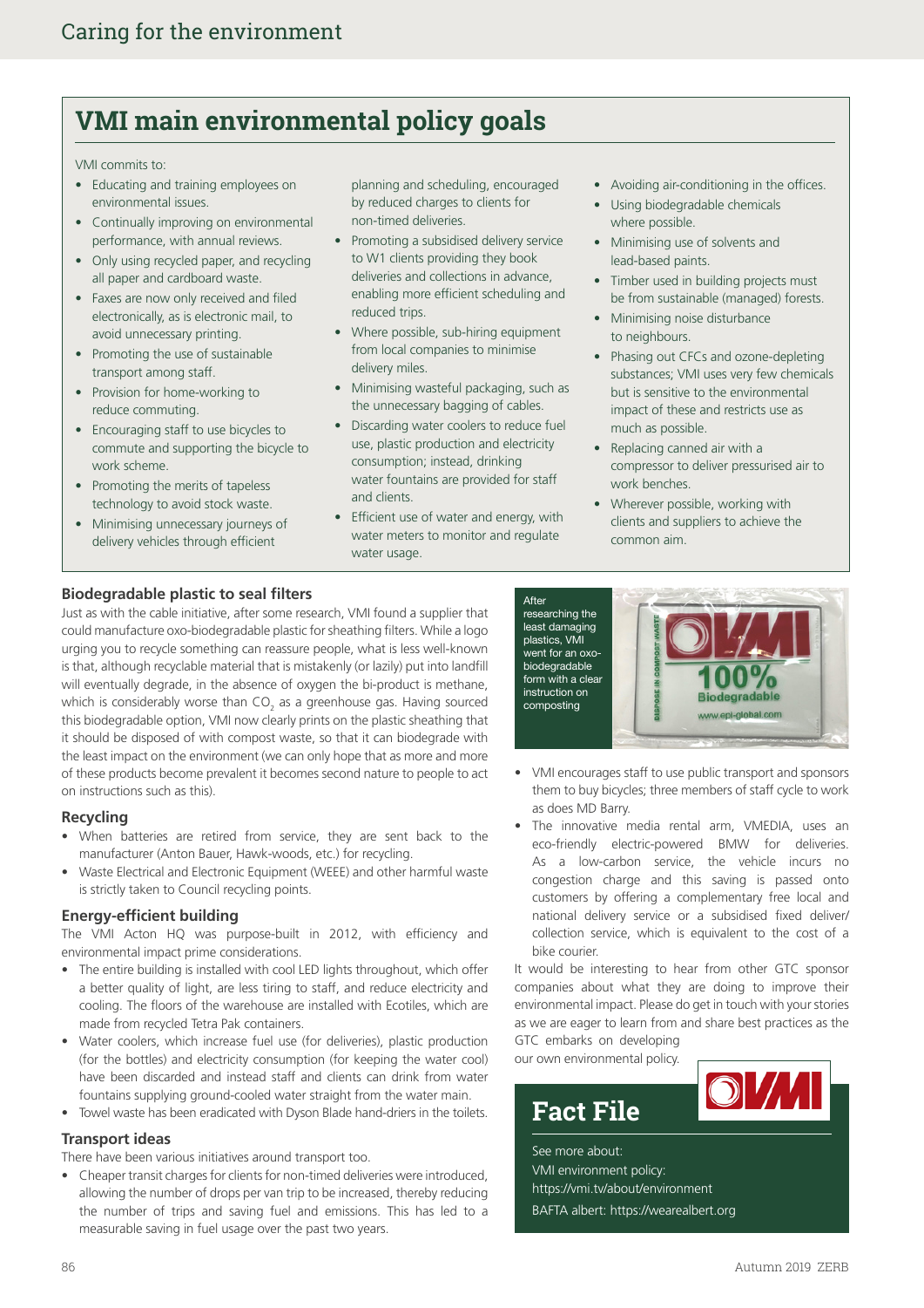## VMI main environmental policy goals

VMI commits to:

- Educating and training employees on environmental issues.
- Continually improving on environmental performance, with annual reviews.
- Only using recycled paper, and recycling all paper and cardboard waste.
- Faxes are now only received and filed electronically, as is electronic mail, to avoid unnecessary printing.
- Promoting the use of sustainable transport among staff.
- Provision for home-working to reduce commuting.
- Encouraging staff to use bicycles to commute and supporting the bicycle to work scheme.
- Promoting the merits of tapeless technology to avoid stock waste.
- Minimising unnecessary journeys of delivery vehicles through efficient planning and scheduling, encouraged by reduced charges to clients for non-timed deliveries.
- Promoting a subsidised delivery service to W1 clients providing they book deliveries and collections in advance, enabling more efficient scheduling and reduced trips.
- Where possible, sub-hiring equipment from local companies to minimise delivery miles.
- Minimising wasteful packaging, such as the unnecessary bagging of cables.
- Discarding water coolers to reduce fuel use, plastic production and electricity consumption; instead, drinking water fountains are provided for staff and clients.
- Efficient use of water and energy, with water meters to monitor and regulate water usage.
- Avoiding air-conditioning in the offices.
- Using biodegradable chemicals where possible.
- Minimising use of solvents and lead-based paints.
- Timber used in building projects must be from sustainable (managed) forests.
- Minimising noise disturbance to neighbours.
- Phasing out CFCs and ozone-depleting substances; VMI uses very few chemicals but is sensitive to the environmental impact of these and restricts use as much as possible.
- Replacing canned air with a compressor to deliver pressurised air to work benches.
- Wherever possible, working with clients and suppliers to achieve the common aim.

### Biodegradable plastic to seal filters

Just as with the cable initiative, after some research, VMI found a supplier that could manufacture oxo-biodegradable plastic for sheathing filters. While a logo urging you to recycle something can reassure people, what is less well-known is that, although recyclable material that is mistakenly (or lazily) put into landfill will eventually degrade, in the absence of oxygen the bi-product is methane, which is considerably worse than $CO_2$ as a greenhouse gas. Having sourced this biodegradable option, VMI now clearly prints on the plastic sheathing that it should be disposed of with compost waste, so that it can biodegrade with the least impact on the environment (we can only hope that as more and more of these products become prevalent it becomes second nature to people to act on instructions such as this).

After researching the least damaging plastics, VMI went for an oxo-biodegradable form with a clear instruction on composting

### Recycling

- When batteries are retired from service, they are sent back to the manufacturer (Anton Bauer, Hawk-woods, etc.) for recycling.
- Waste Electrical and Electronic Equipment (WEEE) and other harmful waste is strictly taken to Council recycling points.

### Energy-efficient building

The VMI Acton HQ was purpose-built in 2012, with efficiency and environmental impact prime considerations.

- The entire building is installed with cool LED lights throughout, which offer a better quality of light, are less tiring to staff, and reduce electricity and cooling. The floors of the warehouse are installed with Ecotiles, which are made from recycled Tetra Pak containers.
- Water coolers, which increase fuel use (for deliveries), plastic production (for the bottles) and electricity consumption (for keeping the water cool) have been discarded and instead staff and clients can drink from water fountains supplying ground-cooled water straight from the water main.
- Towel waste has been eradicated with Dyson Blade hand-driers in the toilets.

### Transport ideas

There have been various initiatives around transport too.

- Cheaper transit charges for clients for non-timed deliveries were introduced, allowing the number of drops per van trip to be increased, thereby reducing the number of trips and saving fuel and emissions. This has led to a measurable saving in fuel usage over the past two years.
- VMI encourages staff to use public transport and sponsors them to buy bicycles; three members of staff cycle to work as does MD Barry.
- The innovative media rental arm, VMEDIA, uses an eco-friendly electric-powered BMW for deliveries. As a low-carbon service, the vehicle incurs no congestion charge and this saving is passed onto customers by offering a complementary free local and national delivery service or a subsidised fixed deliver/collection service, which is equivalent to the cost of a bike courier.

It would be interesting to hear from other GTC sponsor companies about what they are doing to improve their environmental impact. Please do get in touch with your stories as we are eager to learn from and share best practices as the GTC embarks on developing our own environmental policy.

## Fact File

See more about:
VMI environment policy: https://vmi.tv/about/environment
BAFTA albert: https://wearealbert.org